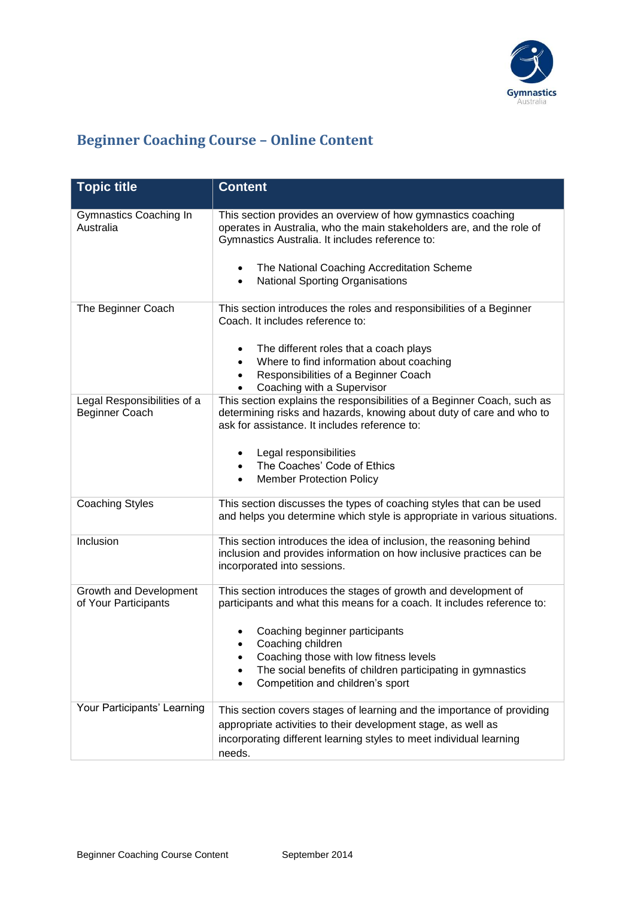# Beginner Coaching Course – Online Content

| Topic title | Content |
|---|---|
| Gymnastics Coaching In Australia | This section provides an overview of how gymnastics coaching operates in Australia, who the main stakeholders are, and the role of Gymnastics Australia. It includes reference to:<br><br>• The National Coaching Accreditation Scheme<br>• National Sporting Organisations |
| The Beginner Coach | This section introduces the roles and responsibilities of a Beginner Coach. It includes reference to:<br><br>• The different roles that a coach plays<br>• Where to find information about coaching<br>• Responsibilities of a Beginner Coach<br>• Coaching with a Supervisor |
| Legal Responsibilities of a Beginner Coach | This section explains the responsibilities of a Beginner Coach, such as determining risks and hazards, knowing about duty of care and who to ask for assistance. It includes reference to:<br><br>• Legal responsibilities<br>• The Coaches' Code of Ethics<br>• Member Protection Policy |
| Coaching Styles | This section discusses the types of coaching styles that can be used and helps you determine which style is appropriate in various situations. |
| Inclusion | This section introduces the idea of inclusion, the reasoning behind inclusion and provides information on how inclusive practices can be incorporated into sessions. |
| Growth and Development of Your Participants | This section introduces the stages of growth and development of participants and what this means for a coach. It includes reference to:<br><br>• Coaching beginner participants<br>• Coaching children<br>• Coaching those with low fitness levels<br>• The social benefits of children participating in gymnastics<br>• Competition and children's sport |
| Your Participants' Learning | This section covers stages of learning and the importance of providing appropriate activities to their development stage, as well as incorporating different learning styles to meet individual learning needs. |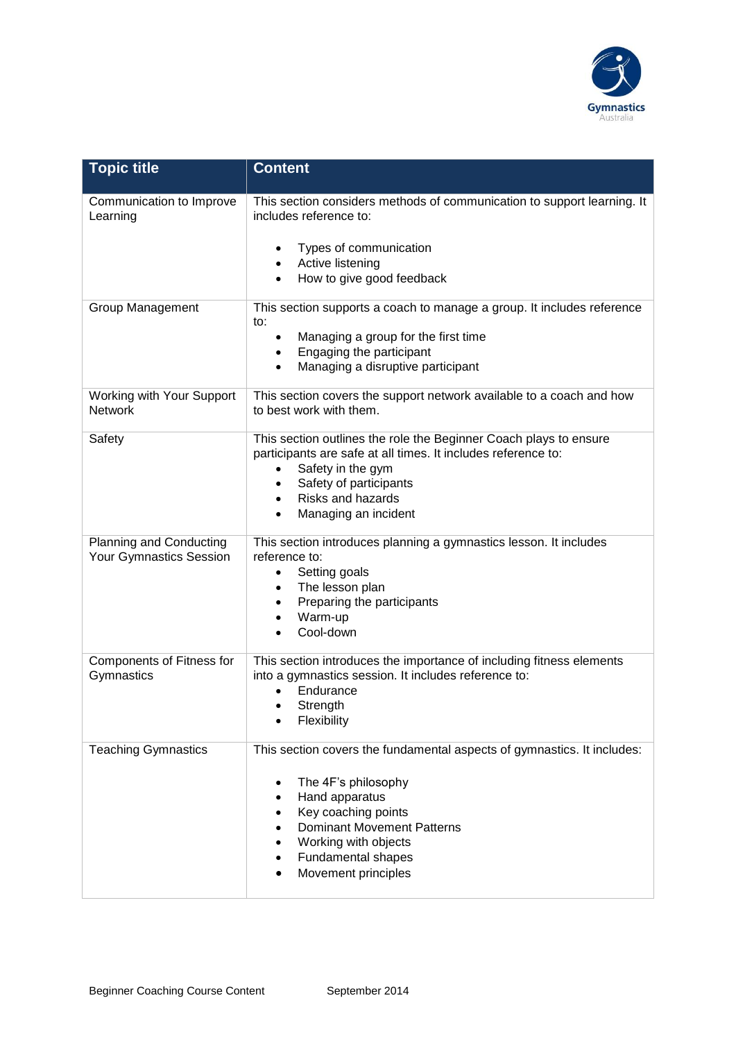| Topic title | Content |
| --- | --- |
| Communication to Improve Learning | This section considers methods of communication to support learning. It includes reference to:<br>• Types of communication<br>• Active listening<br>• How to give good feedback |
| Group Management | This section supports a coach to manage a group. It includes reference to:<br>• Managing a group for the first time<br>• Engaging the participant<br>• Managing a disruptive participant |
| Working with Your Support Network | This section covers the support network available to a coach and how to best work with them. |
| Safety | This section outlines the role the Beginner Coach plays to ensure participants are safe at all times. It includes reference to:<br>• Safety in the gym<br>• Safety of participants<br>• Risks and hazards<br>• Managing an incident |
| Planning and Conducting Your Gymnastics Session | This section introduces planning a gymnastics lesson. It includes reference to:<br>• Setting goals<br>• The lesson plan<br>• Preparing the participants<br>• Warm-up<br>• Cool-down |
| Components of Fitness for Gymnastics | This section introduces the importance of including fitness elements into a gymnastics session. It includes reference to:<br>• Endurance<br>• Strength<br>• Flexibility |
| Teaching Gymnastics | This section covers the fundamental aspects of gymnastics. It includes:<br>• The 4F's philosophy<br>• Hand apparatus<br>• Key coaching points<br>• Dominant Movement Patterns<br>• Working with objects<br>• Fundamental shapes<br>• Movement principles |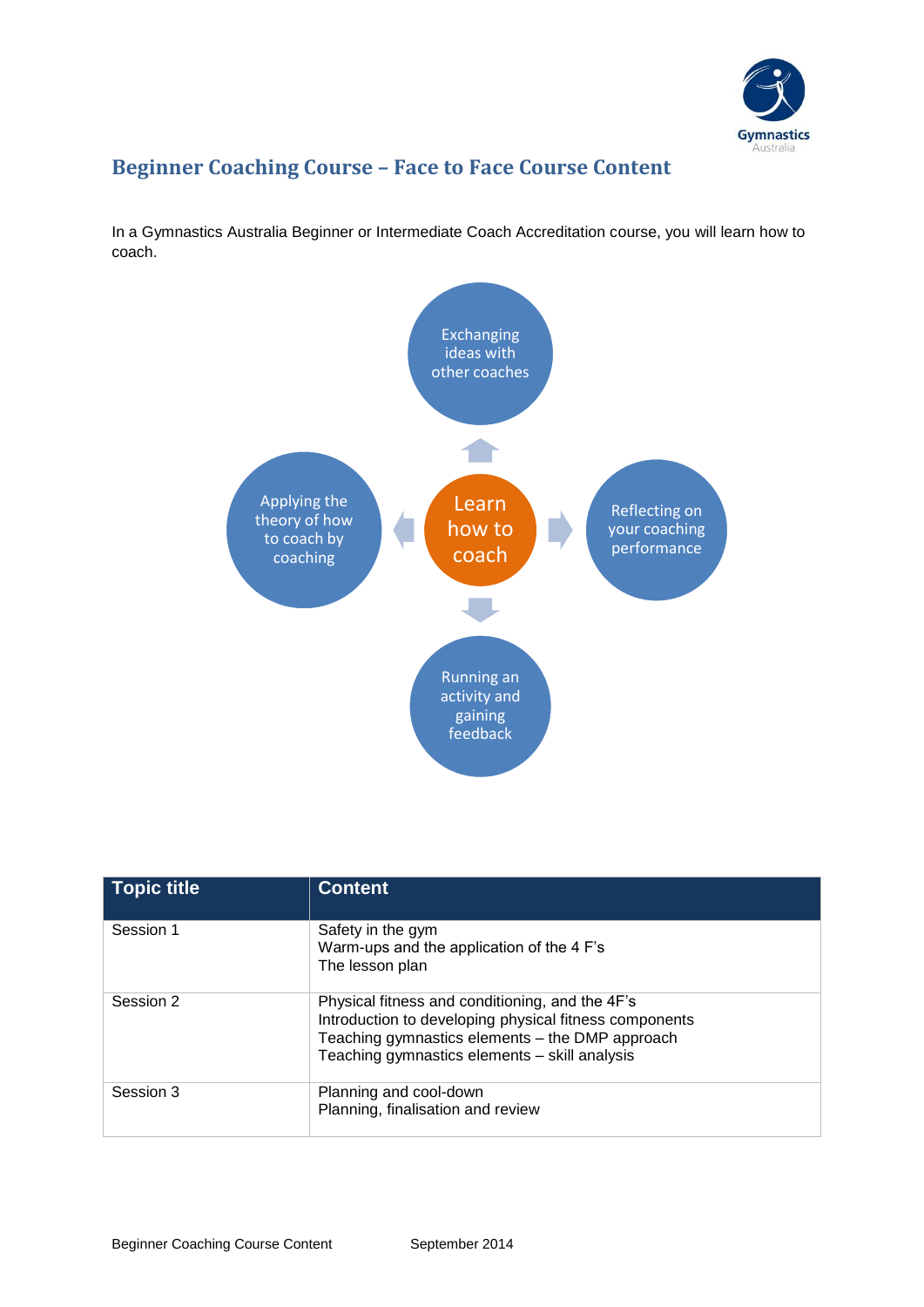## Beginner Coaching Course – Face to Face Course Content

In a Gymnastics Australia Beginner or Intermediate Coach Accreditation course, you will learn how to coach.

Learn how to coach

Exchanging ideas with other coaches

Reflecting on your coaching performance

Running an activity and gaining feedback

Applying the theory of how to coach by coaching

| Topic title | Content |
|---|---|
| Session 1 | Safety in the gym<br>Warm-ups and the application of the 4 F's<br>The lesson plan |
| Session 2 | Physical fitness and conditioning, and the 4F's<br>Introduction to developing physical fitness components<br>Teaching gymnastics elements – the DMP approach<br>Teaching gymnastics elements – skill analysis |
| Session 3 | Planning and cool-down<br>Planning, finalisation and review |